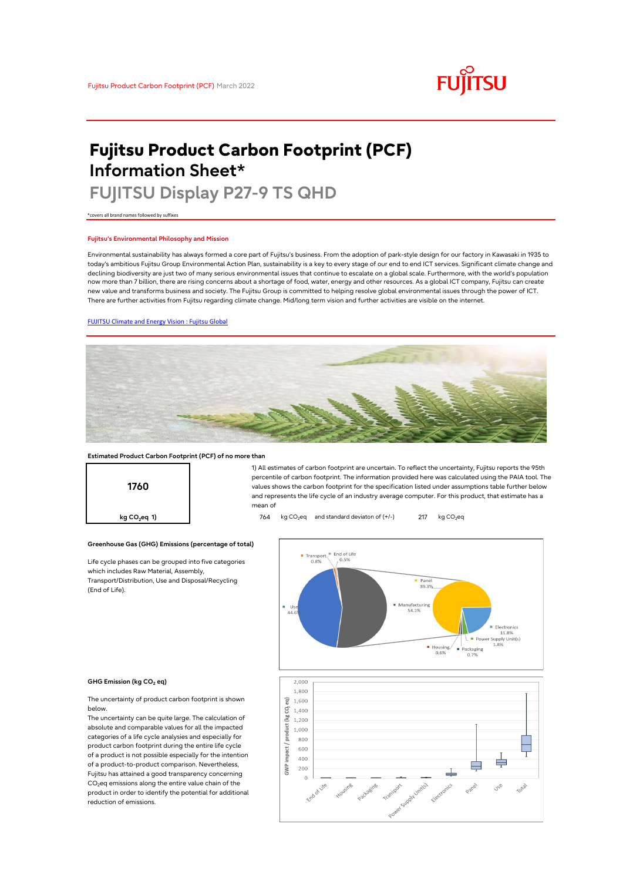Fujitsu Product Carbon Footprint (PCF) March 2022

# Fujitsu Product Carbon Footprint (PCF) Information Sheet*

## FUJITSU Display P27-9 TS QHD

*covers all brand names followed by suffixes

### Fujitsu's Environmental Philosophy and Mission

Environmental sustainability has always formed a core part of Fujitsu's business. From the adoption of park-style design for our factory in Kawasaki in 1935 to today's ambitious Fujitsu Group Environmental Action Plan, sustainability is a key to every stage of our end to end ICT services. Significant climate change and declining biodiversity are just two of many serious environmental issues that continue to escalate on a global scale. Furthermore, with the world's population now more than 7 billion, there are rising concerns about a shortage of food, water, energy and other resources. As a global ICT company, Fujitsu can create new value and transforms business and society. The Fujitsu Group is committed to helping resolve global environmental issues through the power of ICT. There are further activities from Fujitsu regarding climate change. Mid/long term vision and further activities are visible on the internet.

[FUJITSU Climate and Energy Vision : Fujitsu Global]

### Estimated Product Carbon Footprint (PCF) of no more than

**1760**

**kg $CO_2$eq 1)**

1) All estimates of carbon footprint are uncertain. To reflect the uncertainty, Fujitsu reports the 95th percentile of carbon footprint. The information provided here was calculated using the PAIA tool. The values shows the carbon footprint for the specification listed under assumptions table further below and represents the life cycle of an industry average computer. For this product, that estimate has a mean of

764 kg $CO_2$eq and standard deviaton of (+/-) 217 kg $CO_2$eq

### Greenhouse Gas (GHG) Emissions (percentage of total)

Life cycle phases can be grouped into five categories which includes Raw Material, Assembly, Transport/Distribution, Use and Disposal/Recycling (End of Life).

Transport 0.8%; End of Life 0.5%; Use 44.6%; Manufacturing 54.1%; Panel 39.3%; Electronics 11.8%; Power Supply Unit(s) 1.8%; Packaging 0.7%; Housing 0.6%

### GHG Emission (kg $CO_2$ eq)

The uncertainty of product carbon footprint is shown below.

The uncertainty can be quite large. The calculation of absolute and comparable values for all the impacted categories of a life cycle analysies and especially for product carbon footprint during the entire life cycle of a product is not possible especially for the intention of a product-to-product comparison. Nevertheless, Fujitsu has attained a good transparency concerning $CO_2$eq emissions along the entire value chain of the product in order to identify the potential for additional reduction of emissions.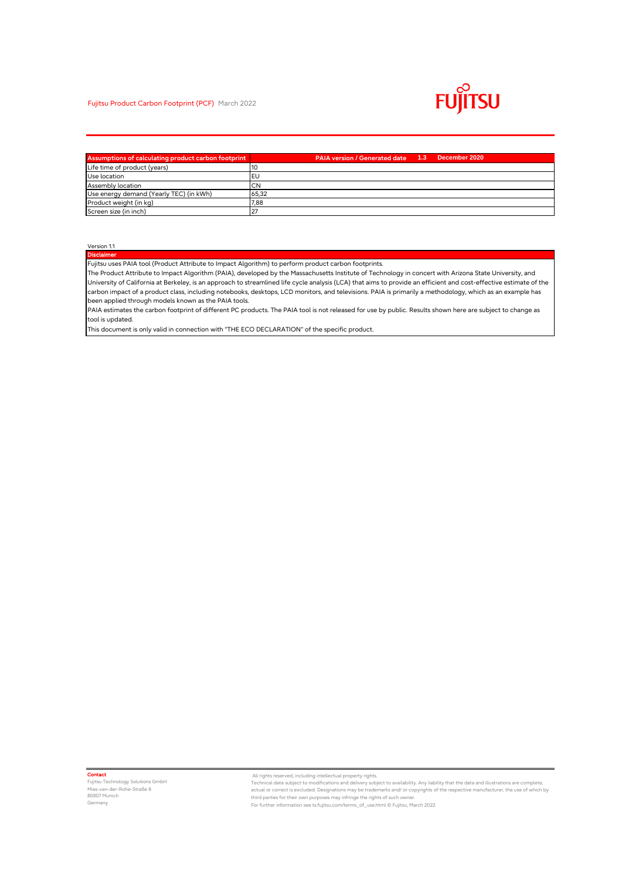Fujitsu Product Carbon Footprint (PCF) March 2022

| Assumptions of calculating product carbon footprint | PAIA version / Generated date 1.3 December 2020 |
| --- | --- |
| Life time of product (years) | 10 |
| Use location | EU |
| Assembly location | CN |
| Use energy demand (Yearly TEC) (in kWh) | 65,32 |
| Product weight (in kg) | 7,88 |
| Screen size (in inch) | 27 |

Version 1.1

**Disclaimer**

Fujitsu uses PAIA tool (Product Attribute to Impact Algorithm) to perform product carbon footprints.

The Product Attribute to Impact Algorithm (PAIA), developed by the Massachusetts Institute of Technology in concert with Arizona State University, and University of California at Berkeley, is an approach to streamlined life cycle analysis (LCA) that aims to provide an efficient and cost-effective estimate of the carbon impact of a product class, including notebooks, desktops, LCD monitors, and televisions. PAIA is primarily a methodology, which as an example has been applied through models known as the PAIA tools.

PAIA estimates the carbon footprint of different PC products. The PAIA tool is not released for use by public. Results shown here are subject to change as tool is updated.

This document is only valid in connection with "THE ECO DECLARATION" of the specific product.

**Contact**
Fujitsu Technology Solutions GmbH
Mies-van-der-Rohe-Straße 8
80807 Munich
Germany

All rights reserved, including intellectual property rights.
Technical data subject to modifications and delivery subject to availability. Any liability that the data and illustrations are complete, actual or correct is excluded. Designations may be trademarks and/ or copyrights of the respective manufacturer, the use of which by third parties for their own purposes may infringe the rights of such owner.
For further information see ts.fujitsu.com/terms_of_use.html © Fujitsu, March 2022